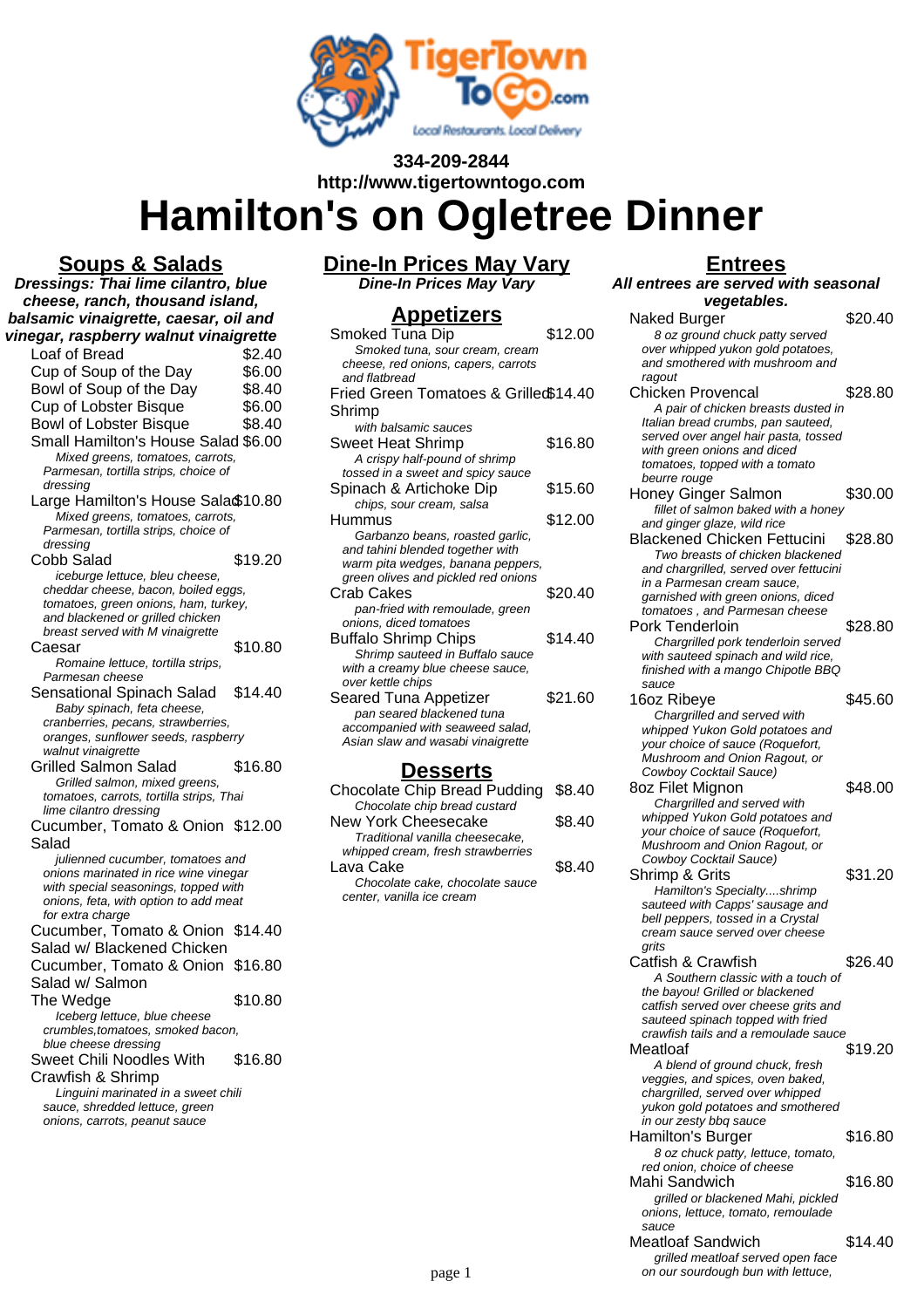**334-209-2844**
**http://www.tigertowntogo.com**

# Hamilton's on Ogletree Dinner

## Soups & Salads

***Dressings: Thai lime cilantro, blue cheese, ranch, thousand island, balsamic vinaigrette, caesar, oil and vinegar, raspberry walnut vinaigrette***

Loaf of Bread — $2.40

Cup of Soup of the Day — $6.00

Bowl of Soup of the Day — $8.40

Cup of Lobster Bisque — $6.00

Bowl of Lobster Bisque — $8.40

Small Hamilton's House Salad — $6.00
*Mixed greens, tomatoes, carrots, Parmesan, tortilla strips, choice of dressing*

Large Hamilton's House Salad — $10.80
*Mixed greens, tomatoes, carrots, Parmesan, tortilla strips, choice of dressing*

Cobb Salad — $19.20
*iceburge lettuce, bleu cheese, cheddar cheese, bacon, boiled eggs, tomatoes, green onions, ham, turkey, and blackened or grilled chicken breast served with M vinaigrette*

Caesar — $10.80
*Romaine lettuce, tortilla strips, Parmesan cheese*

Sensational Spinach Salad — $14.40
*Baby spinach, feta cheese, cranberries, pecans, strawberries, oranges, sunflower seeds, raspberry walnut vinaigrette*

Grilled Salmon Salad — $16.80
*Grilled salmon, mixed greens, tomatoes, carrots, tortilla strips, Thai lime cilantro dressing*

Cucumber, Tomato & Onion Salad — $12.00
*julienned cucumber, tomatoes and onions marinated in rice wine vinegar with special seasonings, topped with onions, feta, with option to add meat for extra charge*

Cucumber, Tomato & Onion Salad w/ Blackened Chicken — $14.40

Cucumber, Tomato & Onion Salad w/ Salmon — $16.80

The Wedge — $10.80
*Iceberg lettuce, blue cheese crumbles,tomatoes, smoked bacon, blue cheese dressing*

Sweet Chili Noodles With Crawfish & Shrimp — $16.80
*Linguini marinated in a sweet chili sauce, shredded lettuce, green onions, carrots, peanut sauce*

## Dine-In Prices May Vary

**Dine-In Prices May Vary**

## Appetizers

Smoked Tuna Dip — $12.00
*Smoked tuna, sour cream, cream cheese, red onions, capers, carrots and flatbread*

Fried Green Tomatoes & Grilled Shrimp — $14.40
*with balsamic sauces*

Sweet Heat Shrimp — $16.80
*A crispy half-pound of shrimp tossed in a sweet and spicy sauce*

Spinach & Artichoke Dip — $15.60
*chips, sour cream, salsa*

Hummus — $12.00
*Garbanzo beans, roasted garlic, and tahini blended together with warm pita wedges, banana peppers, green olives and pickled red onions*

Crab Cakes — $20.40
*pan-fried with remoulade, green onions, diced tomatoes*

Buffalo Shrimp Chips — $14.40
*Shrimp sauteed in Buffalo sauce with a creamy blue cheese sauce, over kettle chips*

Seared Tuna Appetizer — $21.60
*pan seared blackened tuna accompanied with seaweed salad, Asian slaw and wasabi vinaigrette*

## Desserts

Chocolate Chip Bread Pudding — $8.40
*Chocolate chip bread custard*

New York Cheesecake — $8.40
*Traditional vanilla cheesecake, whipped cream, fresh strawberries*

Lava Cake — $8.40
*Chocolate cake, chocolate sauce center, vanilla ice cream*

## Entrees

***All entrees are served with seasonal vegetables.***

Naked Burger — $20.40
*8 oz ground chuck patty served over whipped yukon gold potatoes, and smothered with mushroom and ragout*

Chicken Provencal — $28.80
*A pair of chicken breasts dusted in Italian bread crumbs, pan sauteed, served over angel hair pasta, tossed with green onions and diced tomatoes, topped with a tomato beurre rouge*

Honey Ginger Salmon — $30.00
*fillet of salmon baked with a honey and ginger glaze, wild rice*

Blackened Chicken Fettucini — $28.80
*Two breasts of chicken blackened and chargrilled, served over fettucini in a Parmesan cream sauce, garnished with green onions, diced tomatoes , and Parmesan cheese*

Pork Tenderloin — $28.80
*Chargrilled pork tenderloin served with sauteed spinach and wild rice, finished with a mango Chipotle BBQ sauce*

16oz Ribeye — $45.60
*Chargrilled and served with whipped Yukon Gold potatoes and your choice of sauce (Roquefort, Mushroom and Onion Ragout, or Cowboy Cocktail Sauce)*

8oz Filet Mignon — $48.00
*Chargrilled and served with whipped Yukon Gold potatoes and your choice of sauce (Roquefort, Mushroom and Onion Ragout, or Cowboy Cocktail Sauce)*

Shrimp & Grits — $31.20
*Hamilton's Specialty....shrimp sauteed with Capps' sausage and bell peppers, tossed in a Crystal cream sauce served over cheese grits*

Catfish & Crawfish — $26.40
*A Southern classic with a touch of the bayou! Grilled or blackened catfish served over cheese grits and sauteed spinach topped with fried crawfish tails and a remoulade sauce*

Meatloaf — $19.20
*A blend of ground chuck, fresh veggies, and spices, oven baked, chargrilled, served over whipped yukon gold potatoes and smothered in our zesty bbq sauce*

Hamilton's Burger — $16.80
*8 oz chuck patty, lettuce, tomato, red onion, choice of cheese*

Mahi Sandwich — $16.80
*grilled or blackened Mahi, pickled onions, lettuce, tomato, remoulade sauce*

Meatloaf Sandwich — $14.40
*grilled meatloaf served open face on our sourdough bun with lettuce,*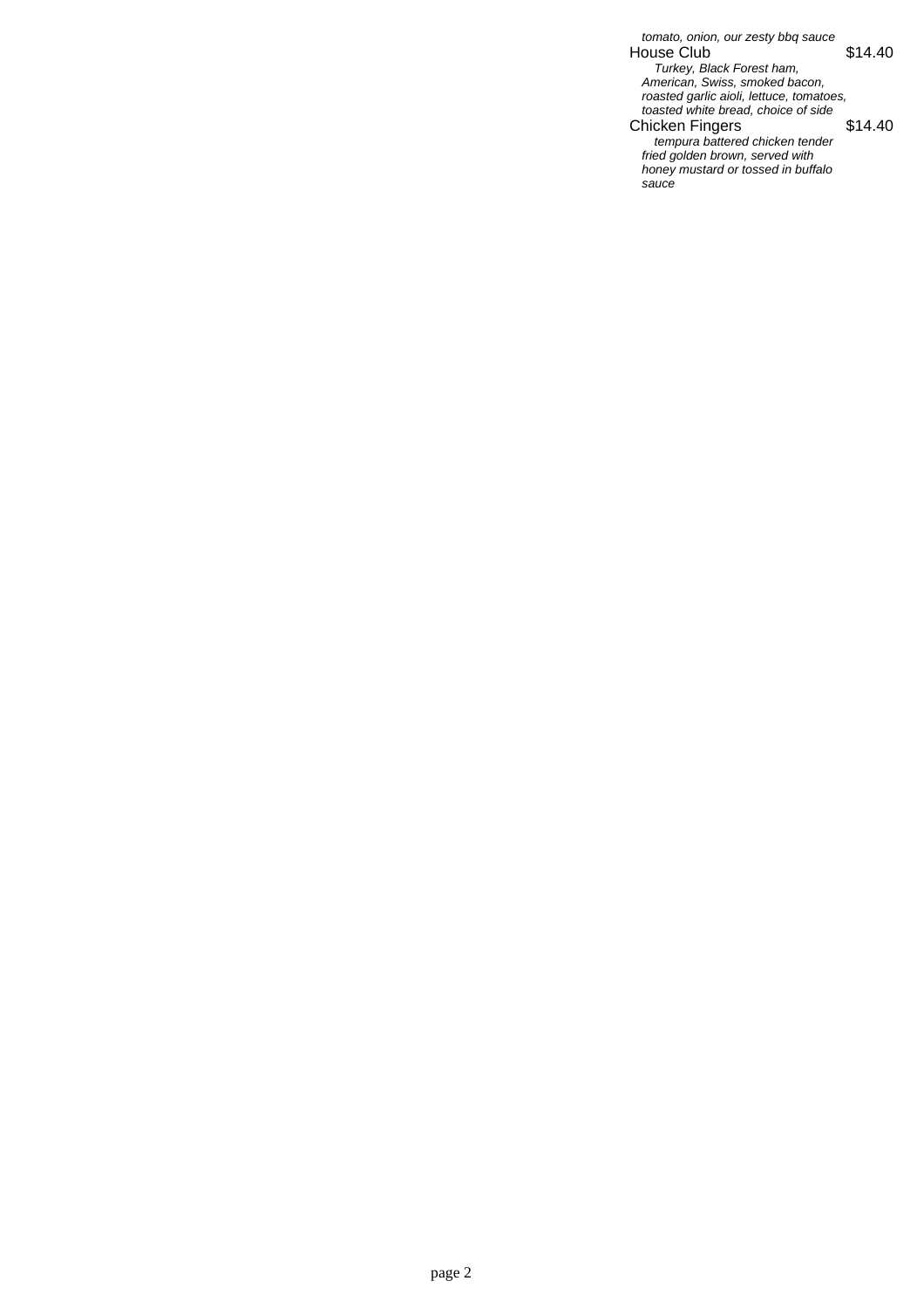*tomato, onion, our zesty bbq sauce*

House Club $14.40

*Turkey, Black Forest ham, American, Swiss, smoked bacon, roasted garlic aioli, lettuce, tomatoes, toasted white bread, choice of side*

Chicken Fingers $14.40

*tempura battered chicken tender fried golden brown, served with honey mustard or tossed in buffalo sauce*